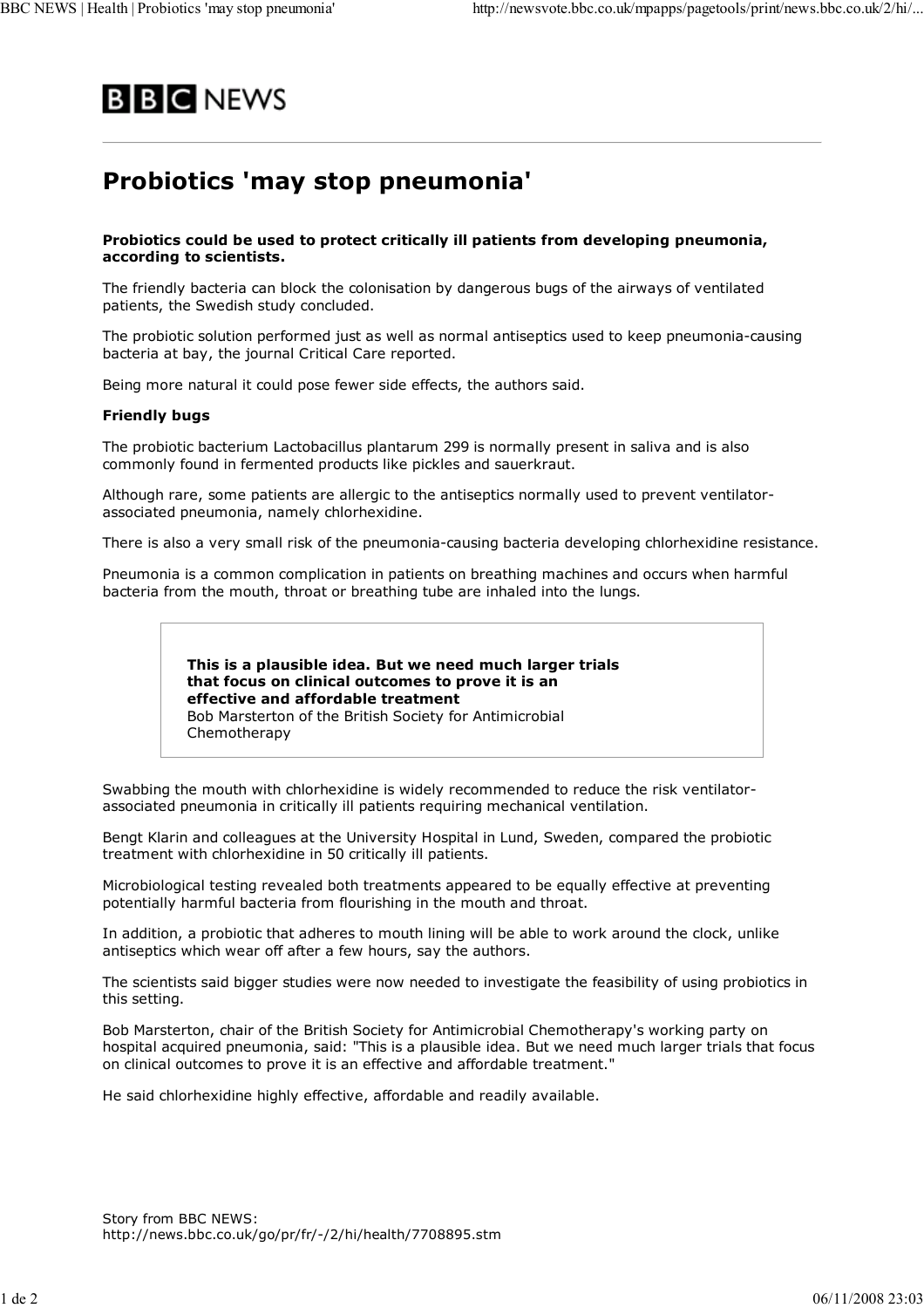BBC NEWS

# Probiotics 'may stop pneumonia'

**Probiotics could be used to protect critically ill patients from developing pneumonia, according to scientists.**

The friendly bacteria can block the colonisation by dangerous bugs of the airways of ventilated patients, the Swedish study concluded.

The probiotic solution performed just as well as normal antiseptics used to keep pneumonia-causing bacteria at bay, the journal Critical Care reported.

Being more natural it could pose fewer side effects, the authors said.

**Friendly bugs**

The probiotic bacterium Lactobacillus plantarum 299 is normally present in saliva and is also commonly found in fermented products like pickles and sauerkraut.

Although rare, some patients are allergic to the antiseptics normally used to prevent ventilator-associated pneumonia, namely chlorhexidine.

There is also a very small risk of the pneumonia-causing bacteria developing chlorhexidine resistance.

Pneumonia is a common complication in patients on breathing machines and occurs when harmful bacteria from the mouth, throat or breathing tube are inhaled into the lungs.

> **This is a plausible idea. But we need much larger trials that focus on clinical outcomes to prove it is an effective and affordable treatment**
> Bob Marsterton of the British Society for Antimicrobial Chemotherapy

Swabbing the mouth with chlorhexidine is widely recommended to reduce the risk ventilator-associated pneumonia in critically ill patients requiring mechanical ventilation.

Bengt Klarin and colleagues at the University Hospital in Lund, Sweden, compared the probiotic treatment with chlorhexidine in 50 critically ill patients.

Microbiological testing revealed both treatments appeared to be equally effective at preventing potentially harmful bacteria from flourishing in the mouth and throat.

In addition, a probiotic that adheres to mouth lining will be able to work around the clock, unlike antiseptics which wear off after a few hours, say the authors.

The scientists said bigger studies were now needed to investigate the feasibility of using probiotics in this setting.

Bob Marsterton, chair of the British Society for Antimicrobial Chemotherapy's working party on hospital acquired pneumonia, said: "This is a plausible idea. But we need much larger trials that focus on clinical outcomes to prove it is an effective and affordable treatment."

He said chlorhexidine highly effective, affordable and readily available.

Story from BBC NEWS:
http://news.bbc.co.uk/go/pr/fr/-/2/hi/health/7708895.stm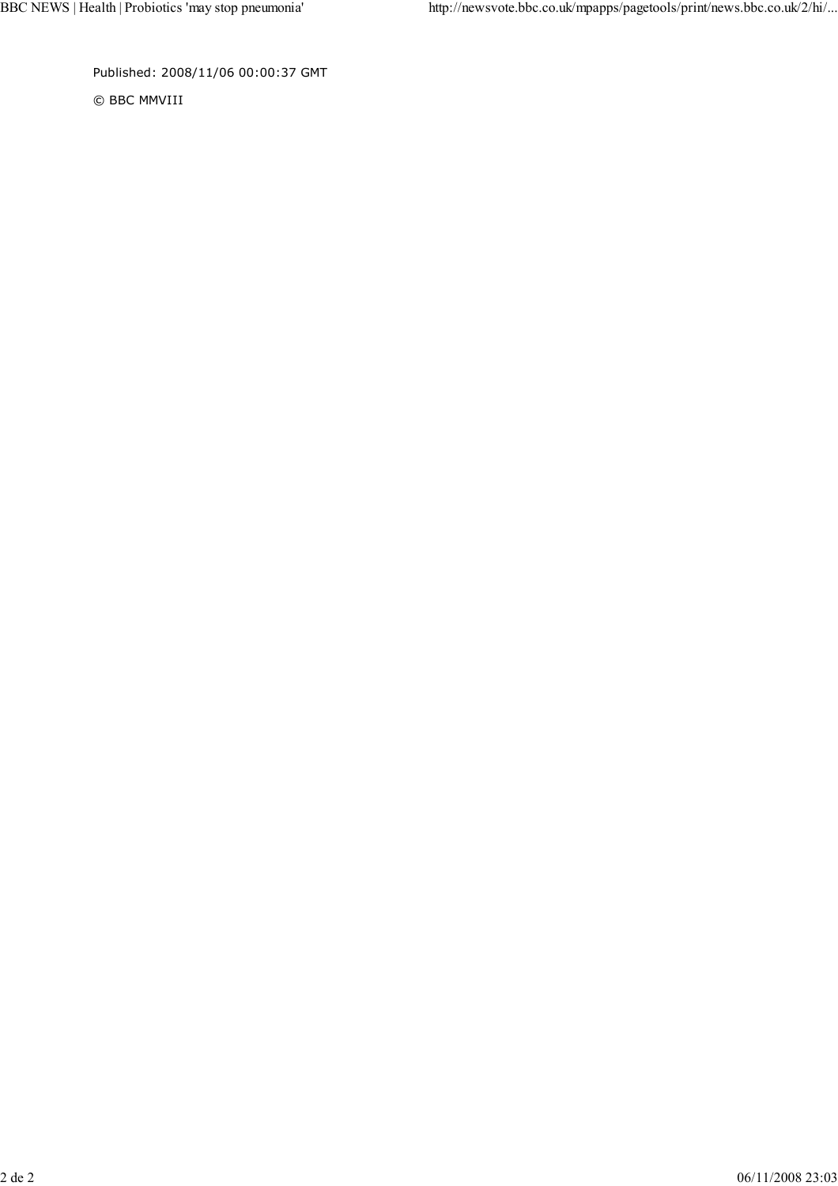Published: 2008/11/06 00:00:37 GMT

© BBC MMVIII